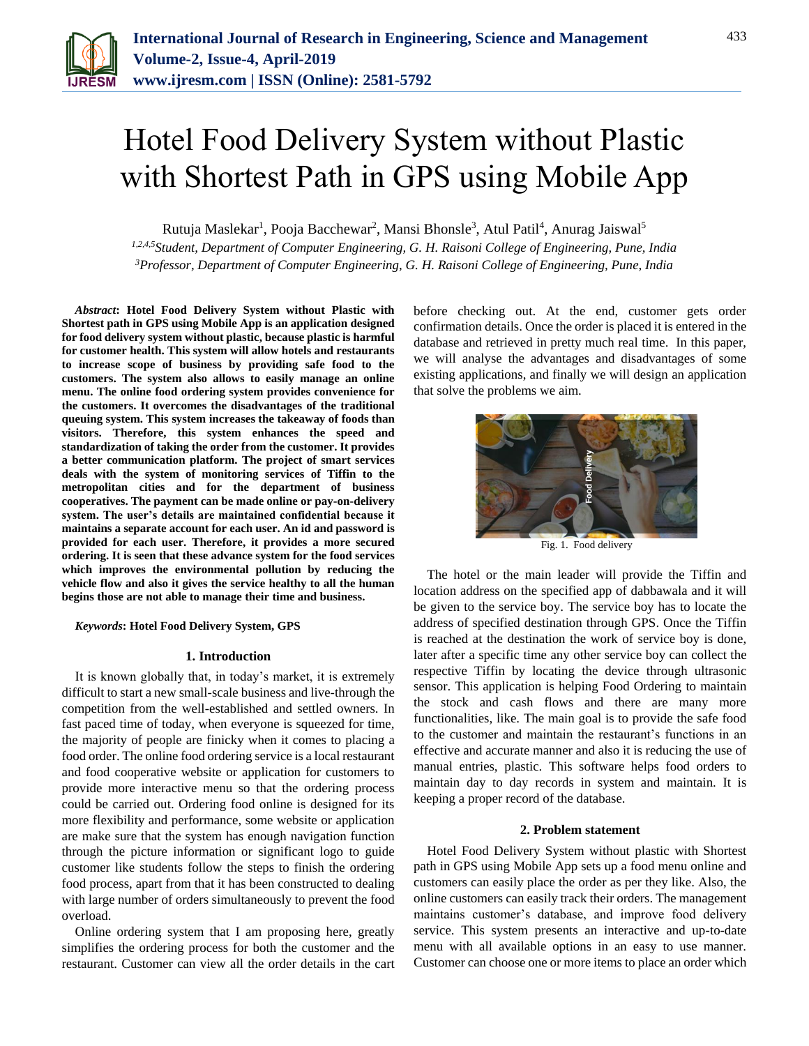# Hotel Food Delivery System without Plastic with Shortest Path in GPS using Mobile App

Rutuja Maslekar[1], Pooja Bacchewar[2], Mansi Bhonsle[3], Atul Patil[4], Anurag Jaiswal[5]

[1,2,4,5]*Student, Department of Computer Engineering, G. H. Raisoni College of Engineering, Pune, India*

[3]*Professor, Department of Computer Engineering, G. H. Raisoni College of Engineering, Pune, India*

***Abstract*: Hotel Food Delivery System without Plastic with Shortest path in GPS using Mobile App is an application designed for food delivery system without plastic, because plastic is harmful for customer health. This system will allow hotels and restaurants to increase scope of business by providing safe food to the customers. The system also allows to easily manage an online menu. The online food ordering system provides convenience for the customers. It overcomes the disadvantages of the traditional queuing system. This system increases the takeaway of foods than visitors. Therefore, this system enhances the speed and standardization of taking the order from the customer. It provides a better communication platform. The project of smart services deals with the system of monitoring services of Tiffin to the metropolitan cities and for the department of business cooperatives. The payment can be made online or pay-on-delivery system. The user's details are maintained confidential because it maintains a separate account for each user. An id and password is provided for each user. Therefore, it provides a more secured ordering. It is seen that these advance system for the food services which improves the environmental pollution by reducing the vehicle flow and also it gives the service healthy to all the human begins those are not able to manage their time and business.**

***Keywords*: Hotel Food Delivery System, GPS**

## 1. Introduction

It is known globally that, in today's market, it is extremely difficult to start a new small-scale business and live-through the competition from the well-established and settled owners. In fast paced time of today, when everyone is squeezed for time, the majority of people are finicky when it comes to placing a food order. The online food ordering service is a local restaurant and food cooperative website or application for customers to provide more interactive menu so that the ordering process could be carried out. Ordering food online is designed for its more flexibility and performance, some website or application are make sure that the system has enough navigation function through the picture information or significant logo to guide customer like students follow the steps to finish the ordering food process, apart from that it has been constructed to dealing with large number of orders simultaneously to prevent the food overload.

Online ordering system that I am proposing here, greatly simplifies the ordering process for both the customer and the restaurant. Customer can view all the order details in the cart before checking out. At the end, customer gets order confirmation details. Once the order is placed it is entered in the database and retrieved in pretty much real time. In this paper, we will analyse the advantages and disadvantages of some existing applications, and finally we will design an application that solve the problems we aim.

Fig. 1. Food delivery

The hotel or the main leader will provide the Tiffin and location address on the specified app of dabbawala and it will be given to the service boy. The service boy has to locate the address of specified destination through GPS. Once the Tiffin is reached at the destination the work of service boy is done, later after a specific time any other service boy can collect the respective Tiffin by locating the device through ultrasonic sensor. This application is helping Food Ordering to maintain the stock and cash flows and there are many more functionalities, like. The main goal is to provide the safe food to the customer and maintain the restaurant's functions in an effective and accurate manner and also it is reducing the use of manual entries, plastic. This software helps food orders to maintain day to day records in system and maintain. It is keeping a proper record of the database.

## 2. Problem statement

Hotel Food Delivery System without plastic with Shortest path in GPS using Mobile App sets up a food menu online and customers can easily place the order as per they like. Also, the online customers can easily track their orders. The management maintains customer's database, and improve food delivery service. This system presents an interactive and up-to-date menu with all available options in an easy to use manner. Customer can choose one or more items to place an order which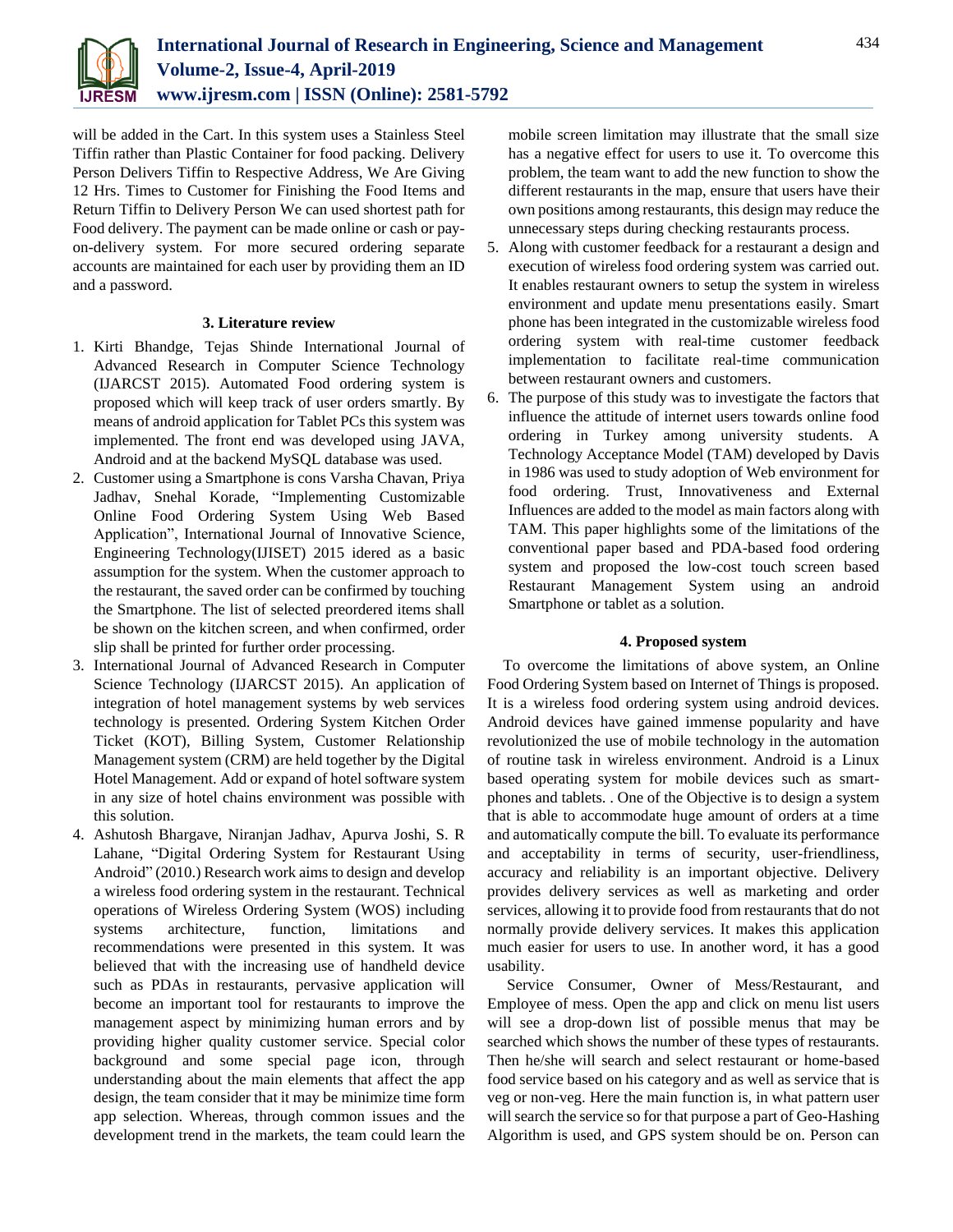will be added in the Cart. In this system uses a Stainless Steel Tiffin rather than Plastic Container for food packing. Delivery Person Delivers Tiffin to Respective Address, We Are Giving 12 Hrs. Times to Customer for Finishing the Food Items and Return Tiffin to Delivery Person We can used shortest path for Food delivery. The payment can be made online or cash or pay-on-delivery system. For more secured ordering separate accounts are maintained for each user by providing them an ID and a password.

### 3. Literature review

1. Kirti Bhandge, Tejas Shinde International Journal of Advanced Research in Computer Science Technology (IJARCST 2015). Automated Food ordering system is proposed which will keep track of user orders smartly. By means of android application for Tablet PCs this system was implemented. The front end was developed using JAVA, Android and at the backend MySQL database was used.
2. Customer using a Smartphone is cons Varsha Chavan, Priya Jadhav, Snehal Korade, "Implementing Customizable Online Food Ordering System Using Web Based Application", International Journal of Innovative Science, Engineering Technology(IJISET) 2015 idered as a basic assumption for the system. When the customer approach to the restaurant, the saved order can be confirmed by touching the Smartphone. The list of selected preordered items shall be shown on the kitchen screen, and when confirmed, order slip shall be printed for further order processing.
3. International Journal of Advanced Research in Computer Science Technology (IJARCST 2015). An application of integration of hotel management systems by web services technology is presented. Ordering System Kitchen Order Ticket (KOT), Billing System, Customer Relationship Management system (CRM) are held together by the Digital Hotel Management. Add or expand of hotel software system in any size of hotel chains environment was possible with this solution.
4. Ashutosh Bhargave, Niranjan Jadhav, Apurva Joshi, S. R Lahane, "Digital Ordering System for Restaurant Using Android" (2010.) Research work aims to design and develop a wireless food ordering system in the restaurant. Technical operations of Wireless Ordering System (WOS) including systems architecture, function, limitations and recommendations were presented in this system. It was believed that with the increasing use of handheld device such as PDAs in restaurants, pervasive application will become an important tool for restaurants to improve the management aspect by minimizing human errors and by providing higher quality customer service. Special color background and some special page icon, through understanding about the main elements that affect the app design, the team consider that it may be minimize time form app selection. Whereas, through common issues and the development trend in the markets, the team could learn the mobile screen limitation may illustrate that the small size has a negative effect for users to use it. To overcome this problem, the team want to add the new function to show the different restaurants in the map, ensure that users have their own positions among restaurants, this design may reduce the unnecessary steps during checking restaurants process.
5. Along with customer feedback for a restaurant a design and execution of wireless food ordering system was carried out. It enables restaurant owners to setup the system in wireless environment and update menu presentations easily. Smart phone has been integrated in the customizable wireless food ordering system with real-time customer feedback implementation to facilitate real-time communication between restaurant owners and customers.
6. The purpose of this study was to investigate the factors that influence the attitude of internet users towards online food ordering in Turkey among university students. A Technology Acceptance Model (TAM) developed by Davis in 1986 was used to study adoption of Web environment for food ordering. Trust, Innovativeness and External Influences are added to the model as main factors along with TAM. This paper highlights some of the limitations of the conventional paper based and PDA-based food ordering system and proposed the low-cost touch screen based Restaurant Management System using an android Smartphone or tablet as a solution.

### 4. Proposed system

To overcome the limitations of above system, an Online Food Ordering System based on Internet of Things is proposed. It is a wireless food ordering system using android devices. Android devices have gained immense popularity and have revolutionized the use of mobile technology in the automation of routine task in wireless environment. Android is a Linux based operating system for mobile devices such as smart-phones and tablets. . One of the Objective is to design a system that is able to accommodate huge amount of orders at a time and automatically compute the bill. To evaluate its performance and acceptability in terms of security, user-friendliness, accuracy and reliability is an important objective. Delivery provides delivery services as well as marketing and order services, allowing it to provide food from restaurants that do not normally provide delivery services. It makes this application much easier for users to use. In another word, it has a good usability.

Service Consumer, Owner of Mess/Restaurant, and Employee of mess. Open the app and click on menu list users will see a drop-down list of possible menus that may be searched which shows the number of these types of restaurants. Then he/she will search and select restaurant or home-based food service based on his category and as well as service that is veg or non-veg. Here the main function is, in what pattern user will search the service so for that purpose a part of Geo-Hashing Algorithm is used, and GPS system should be on. Person can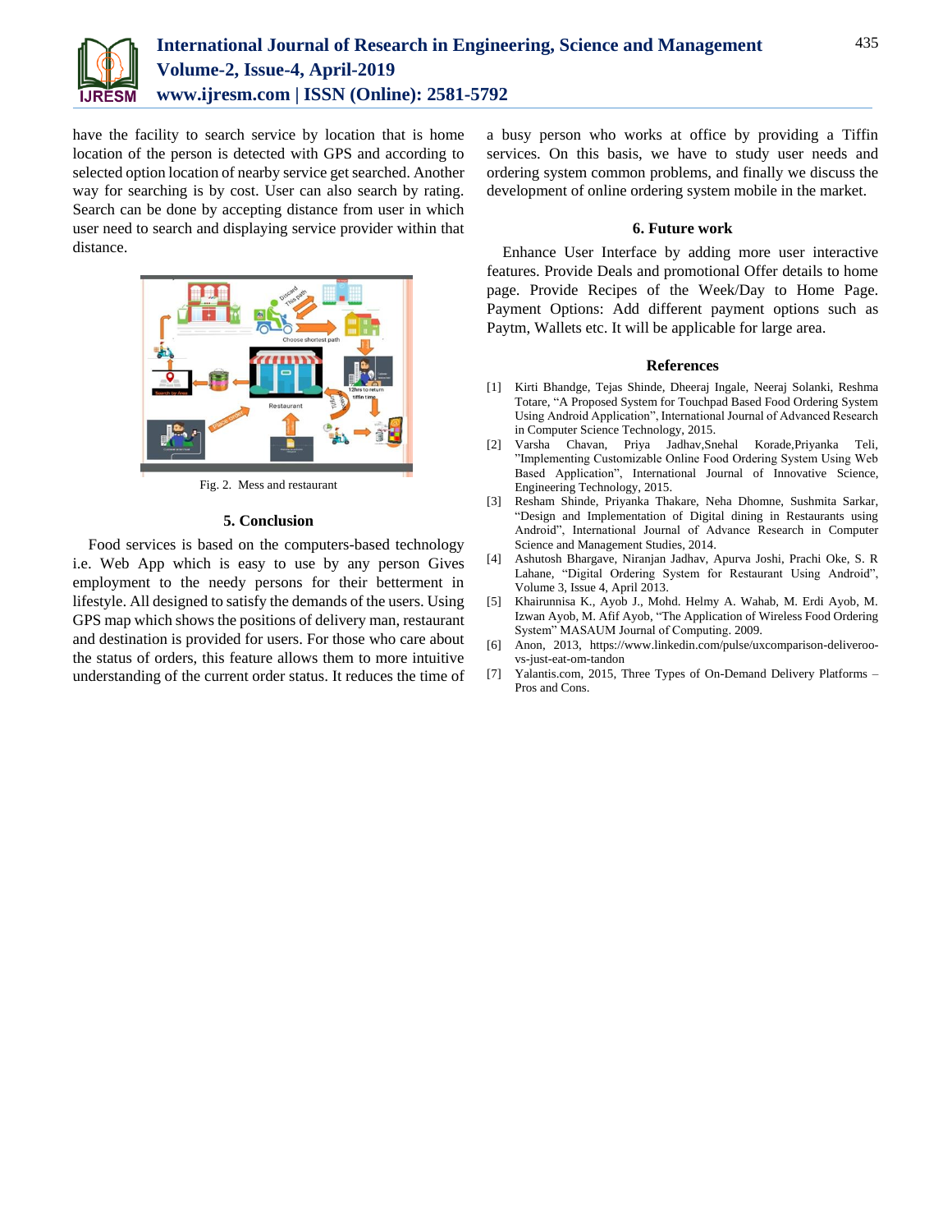have the facility to search service by location that is home location of the person is detected with GPS and according to selected option location of nearby service get searched. Another way for searching is by cost. User can also search by rating. Search can be done by accepting distance from user in which user need to search and displaying service provider within that distance.

Fig. 2. Mess and restaurant

## 5. Conclusion

Food services is based on the computers-based technology i.e. Web App which is easy to use by any person Gives employment to the needy persons for their betterment in lifestyle. All designed to satisfy the demands of the users. Using GPS map which shows the positions of delivery man, restaurant and destination is provided for users. For those who care about the status of orders, this feature allows them to more intuitive understanding of the current order status. It reduces the time of a busy person who works at office by providing a Tiffin services. On this basis, we have to study user needs and ordering system common problems, and finally we discuss the development of online ordering system mobile in the market.

## 6. Future work

Enhance User Interface by adding more user interactive features. Provide Deals and promotional Offer details to home page. Provide Recipes of the Week/Day to Home Page. Payment Options: Add different payment options such as Paytm, Wallets etc. It will be applicable for large area.

## References

[1] Kirti Bhandge, Tejas Shinde, Dheeraj Ingale, Neeraj Solanki, Reshma Totare, "A Proposed System for Touchpad Based Food Ordering System Using Android Application", International Journal of Advanced Research in Computer Science Technology, 2015.

[2] Varsha Chavan, Priya Jadhav,Snehal Korade,Priyanka Teli, "Implementing Customizable Online Food Ordering System Using Web Based Application", International Journal of Innovative Science, Engineering Technology, 2015.

[3] Resham Shinde, Priyanka Thakare, Neha Dhomne, Sushmita Sarkar, "Design and Implementation of Digital dining in Restaurants using Android", International Journal of Advance Research in Computer Science and Management Studies, 2014.

[4] Ashutosh Bhargave, Niranjan Jadhav, Apurva Joshi, Prachi Oke, S. R Lahane, "Digital Ordering System for Restaurant Using Android", Volume 3, Issue 4, April 2013.

[5] Khairunnisa K., Ayob J., Mohd. Helmy A. Wahab, M. Erdi Ayob, M. Izwan Ayob, M. Afif Ayob, "The Application of Wireless Food Ordering System" MASAUM Journal of Computing. 2009.

[6] Anon, 2013, https://www.linkedin.com/pulse/uxcomparison-deliveroo-vs-just-eat-om-tandon

[7] Yalantis.com, 2015, Three Types of On-Demand Delivery Platforms – Pros and Cons.